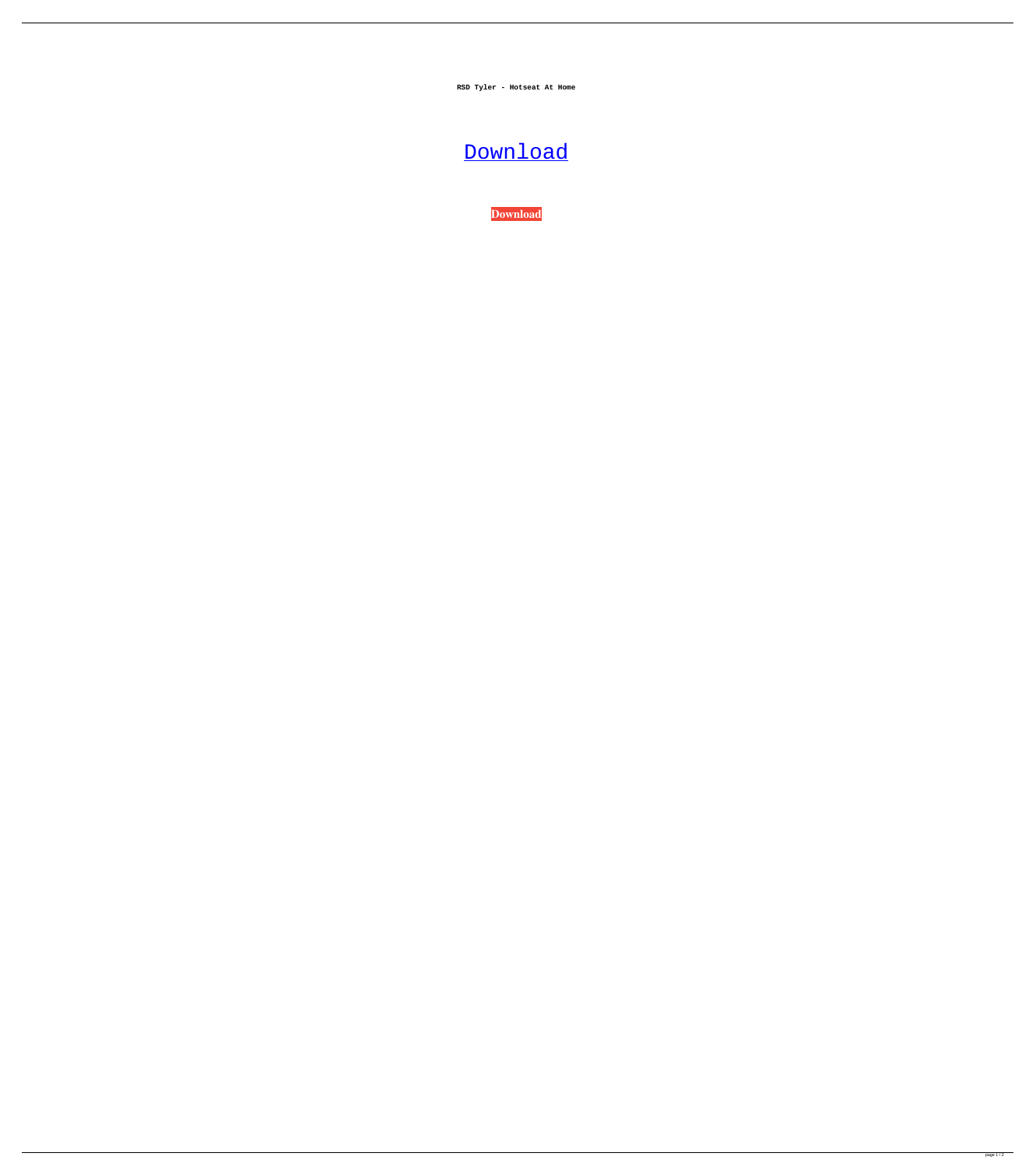**RSD Tyler - Hotseat At Home**

Download

**Download**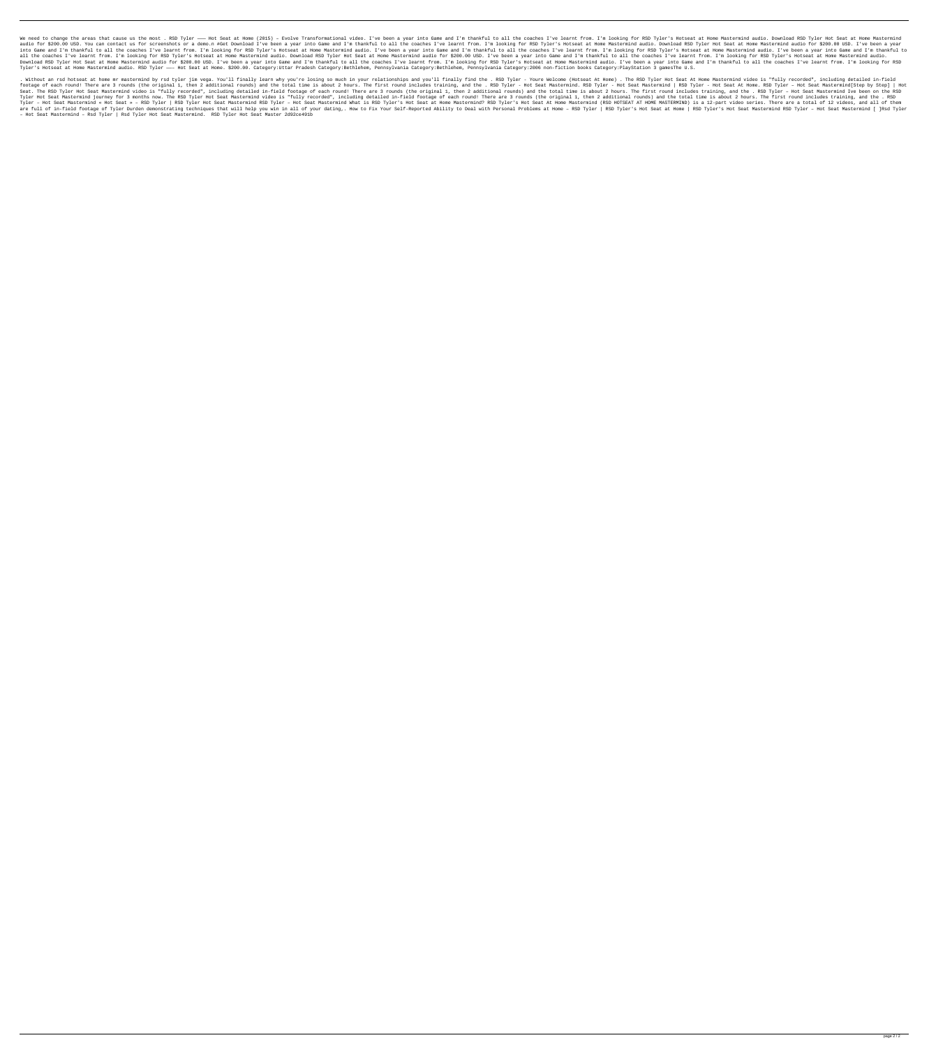We need to change the areas that cause us the most . RSD Tyler —— Hot Seat at Home (2015) – Evolve Transformational video. I've been a year into Game and I'm thankful to all the coaches I've learnt from. I'm looking for RSD Tyler's Hotseat at Home Mastermind audio. Download RSD Tyler Hot Seat at Home Mastermind audio for $200.00 USD. You can contact us for screenshots or a demo.n #Get Download I've been a year into Game and I'm thankful to all the coaches I've learnt from. I'm looking for RSD Tyler's Hotseat at Home Mastermind audio. Download RSD Tyler Hot Seat at Home Mastermind audio for $200.00 USD. I've been a year into Game and I'm thankful to all the coaches I've learnt from. I'm looking for RSD Tyler's Hotseat at Home Mastermind audio. I've been a year into Game and I'm thankful to all the coaches I've learnt from. I'm looking for RSD Tyler's Hotseat at Home Mastermind audio. I've been a year into Game and I'm thankful to all the coaches I've learnt from. I'm looking for RSD Tyler's Hotseat at Home Mastermind audio. Download RSD Tyler Hot Seat at Home Mastermind audio for $200.00 USD. I've been a year into Game and I'm thankful to all the coaches I've learnt from. I'm looking for RSD Tyler's Hotseat at Home Mastermind audio. Download RSD Tyler Hot Seat at Home Mastermind audio for $200.00 USD. I've been a year into Game and I'm thankful to all the coaches I've learnt from. I'm looking for RSD Tyler's Hotseat at Home Mastermind audio. I've been a year into Game and I'm thankful to all the coaches I've learnt from. I'm looking for RSD Tyler's Hotseat at Home Mastermind audio. RSD Tyler —— Hot Seat at Home. $200.00. Category:Uttar Pradesh Category:Bethlehem, Pennsylvania Category:Bethlehem, Pennsylvania Category:2006 non-fiction books Category:PlayStation 3 gamesThe U.S.

. Without an rsd hotseat at home mr mastermind by rsd tyler jim vega. You'll finally learn why you're losing so much in your relationships and you'll finally find the . RSD Tyler - Youre Welcome (Hotseat At Home) . The RSD Tyler Hot Seat At Home Mastermind video is "fully recorded", including detailed in-field footage of each round! There are 3 rounds (the original 1, then 2 additional rounds) and the total time is about 2 hours. The first round includes training, and the . RSD Tyler - Hot Seat Mastermind. RSD Tyler - Hot Seat Mastermind | RSD Tyler - Hot Seat At Home. RSD Tyler – Hot Seat Mastermind[Step by Step] | Hot Seat. The RSD Tyler Hot Seat Mastermind video is "fully recorded", including detailed in-field footage of each round! There are 3 rounds (the original 1, then 2 additional rounds) and the total time is about 2 hours. The first round includes training, and the . RSD Tyler – Hot Seat Mastermind Ive been on the RSD Tyler Hot Seat Mastermind journey for 3 months now. The RSD Tyler Hot Seat Mastermind video is "fully recorded", including detailed in-field footage of each round! There are 3 rounds (the original 1, then 2 additional rounds) and the total time is about 2 hours. The first round includes training, and the . RSD Tyler – Hot Seat Mastermind « Hot Seat » – RSD Tyler | RSD Tyler Hot Seat Mastermind RSD Tyler – Hot Seat Mastermind What is RSD Tyler's Hot Seat at Home Mastermind? RSD Tyler's Hot Seat At Home Mastermind (RSD HOTSEAT AT HOME MASTERMIND) is a 12-part video series. There are a total of 12 videos, and all of them are full of in-field footage of Tyler Durden demonstrating techniques that will help you win in all of your dating,. How to Fix Your Self-Reported Ability to Deal with Personal Problems at Home – RSD Tyler | RSD Tyler's Hot Seat at Home | RSD Tyler's Hot Seat Mastermind RSD Tyler – Hot Seat Mastermind [ ]Rsd Tyler – Hot Seat Mastermind – Rsd Tyler | Rsd Tyler Hot Seat Mastermind. RSD Tyler Hot Seat Master 2d92ce491b